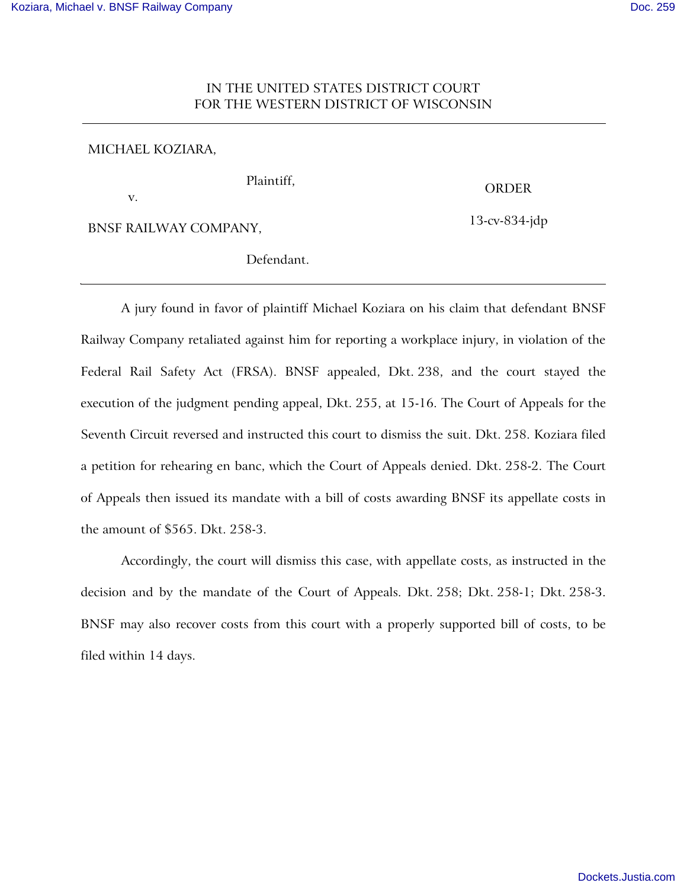# IN THE UNITED STATES DISTRICT COURT
# FOR THE WESTERN DISTRICT OF WISCONSIN

MICHAEL KOZIARA,

Plaintiff,

v.

BNSF RAILWAY COMPANY,

Defendant.

ORDER

13-cv-834-jdp

A jury found in favor of plaintiff Michael Koziara on his claim that defendant BNSF Railway Company retaliated against him for reporting a workplace injury, in violation of the Federal Rail Safety Act (FRSA). BNSF appealed, Dkt. 238, and the court stayed the execution of the judgment pending appeal, Dkt. 255, at 15-16. The Court of Appeals for the Seventh Circuit reversed and instructed this court to dismiss the suit. Dkt. 258. Koziara filed a petition for rehearing en banc, which the Court of Appeals denied. Dkt. 258-2. The Court of Appeals then issued its mandate with a bill of costs awarding BNSF its appellate costs in the amount of $565. Dkt. 258-3.

Accordingly, the court will dismiss this case, with appellate costs, as instructed in the decision and by the mandate of the Court of Appeals. Dkt. 258; Dkt. 258-1; Dkt. 258-3. BNSF may also recover costs from this court with a properly supported bill of costs, to be filed within 14 days.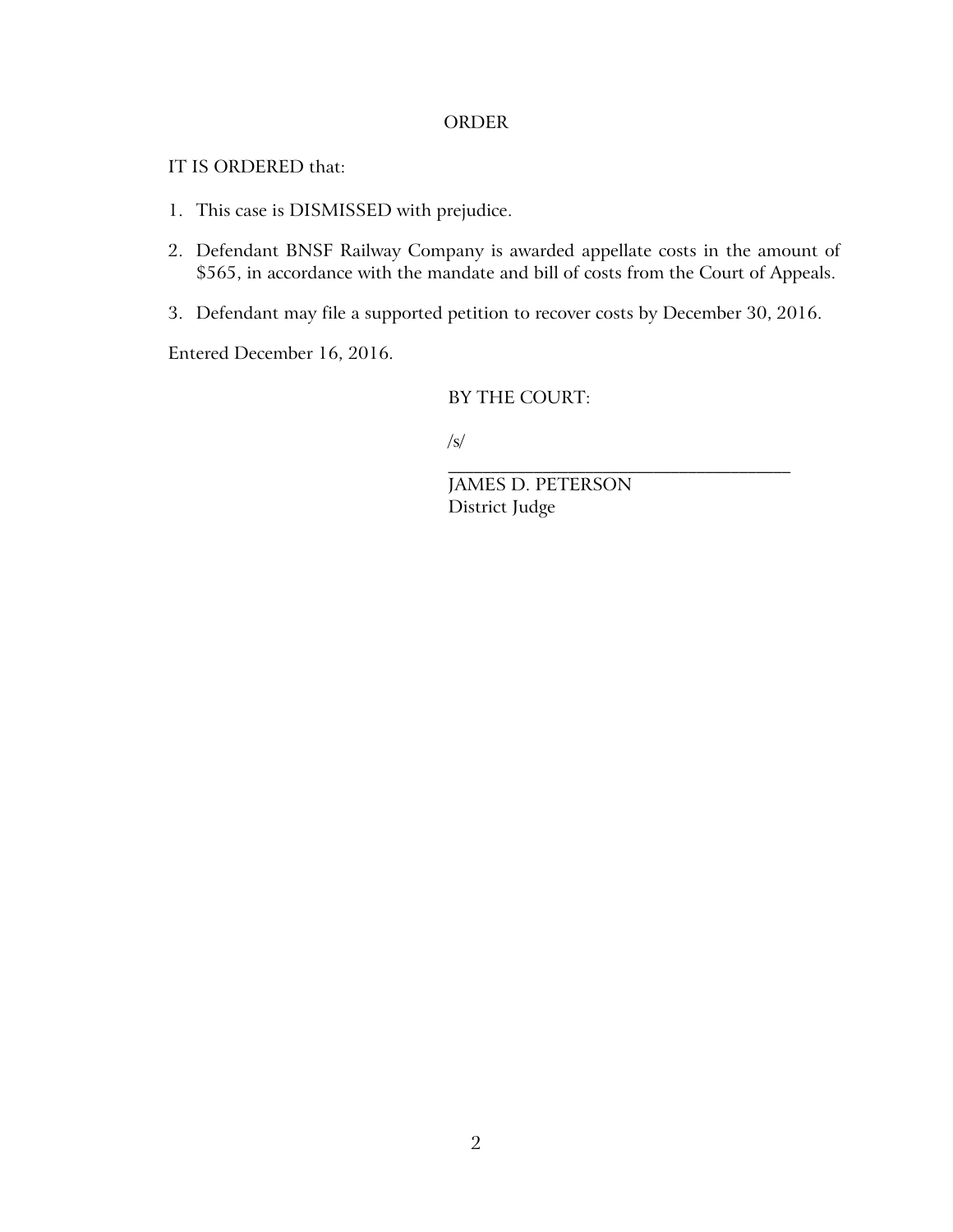## ORDER

IT IS ORDERED that:

1. This case is DISMISSED with prejudice.
2. Defendant BNSF Railway Company is awarded appellate costs in the amount of $565, in accordance with the mandate and bill of costs from the Court of Appeals.
3. Defendant may file a supported petition to recover costs by December 30, 2016.

Entered December 16, 2016.

BY THE COURT:

/s/

________________________________________

JAMES D. PETERSON
District Judge